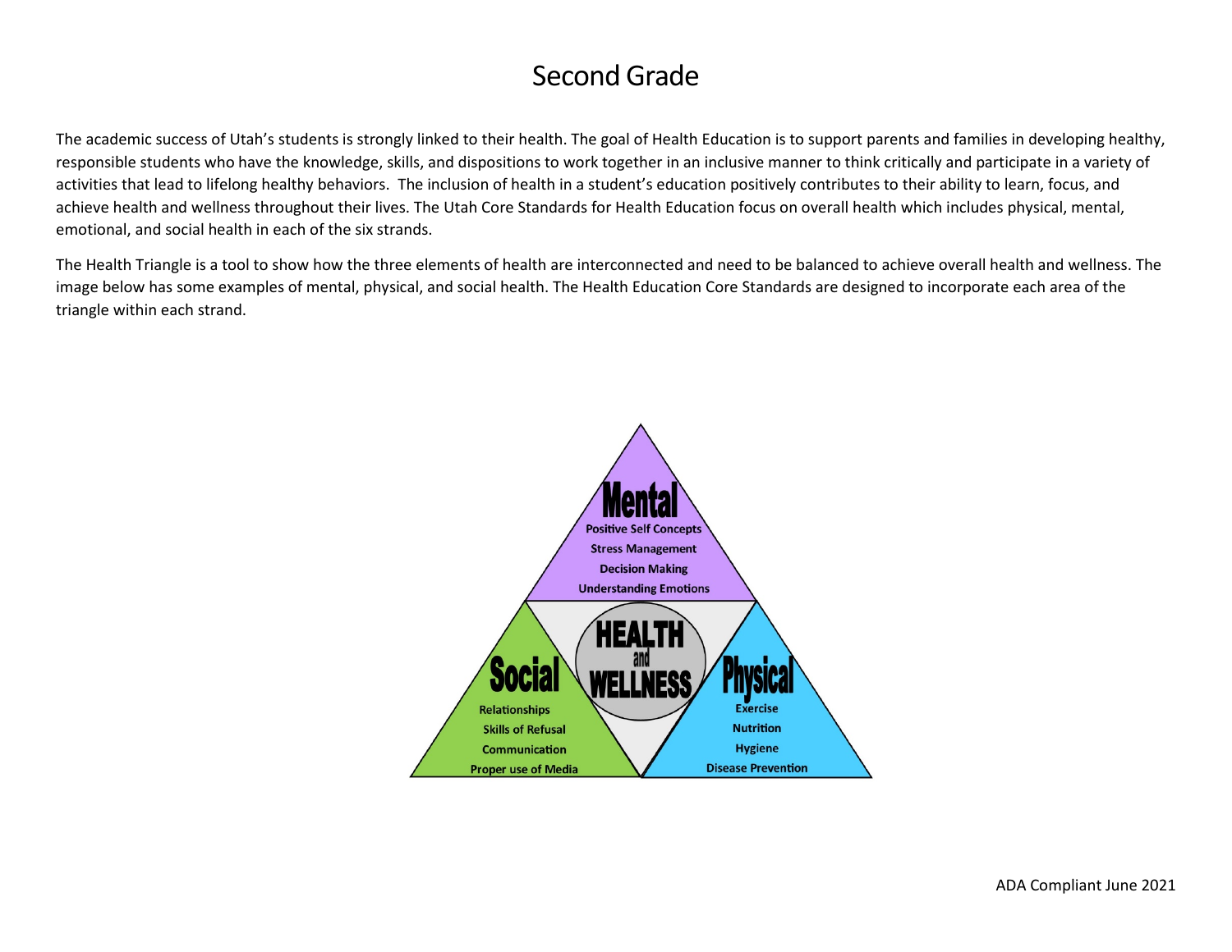# Second Grade

The academic success of Utah's students is strongly linked to their health. The goal of Health Education is to support parents and families in developing healthy, responsible students who have the knowledge, skills, and dispositions to work together in an inclusive manner to think critically and participate in a variety of activities that lead to lifelong healthy behaviors. The inclusion of health in a student's education positively contributes to their ability to learn, focus, and achieve health and wellness throughout their lives. The Utah Core Standards for Health Education focus on overall health which includes physical, mental, emotional, and social health in each of the six strands.

The Health Triangle is a tool to show how the three elements of health are interconnected and need to be balanced to achieve overall health and wellness. The image below has some examples of mental, physical, and social health. The Health Education Core Standards are designed to incorporate each area of the triangle within each strand.

**HEALTH and WELLNESS**

**Mental**
- Positive Self Concepts
- Stress Management
- Decision Making
- Understanding Emotions

**Social**
- Relationships
- Skills of Refusal
- Communication
- Proper use of Media

**Physical**
- Exercise
- Nutrition
- Hygiene
- Disease Prevention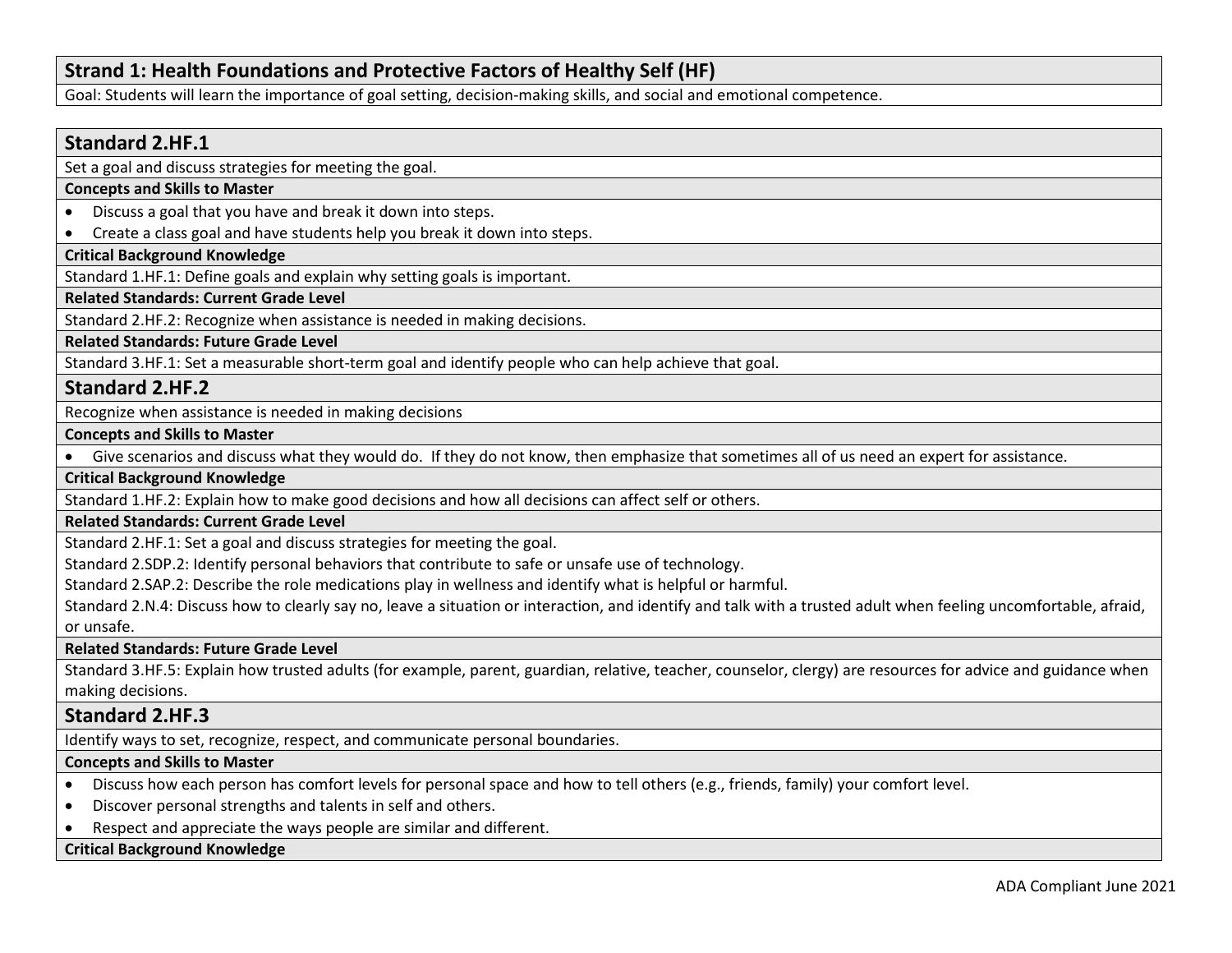## Strand 1: Health Foundations and Protective Factors of Healthy Self (HF)

Goal: Students will learn the importance of goal setting, decision-making skills, and social and emotional competence.

### Standard 2.HF.1

Set a goal and discuss strategies for meeting the goal.

**Concepts and Skills to Master**

- Discuss a goal that you have and break it down into steps.
- Create a class goal and have students help you break it down into steps.

**Critical Background Knowledge**

Standard 1.HF.1: Define goals and explain why setting goals is important.

**Related Standards: Current Grade Level**

Standard 2.HF.2: Recognize when assistance is needed in making decisions.

**Related Standards: Future Grade Level**

Standard 3.HF.1: Set a measurable short-term goal and identify people who can help achieve that goal.

### Standard 2.HF.2

Recognize when assistance is needed in making decisions

**Concepts and Skills to Master**

- Give scenarios and discuss what they would do. If they do not know, then emphasize that sometimes all of us need an expert for assistance.

**Critical Background Knowledge**

Standard 1.HF.2: Explain how to make good decisions and how all decisions can affect self or others.

**Related Standards: Current Grade Level**

Standard 2.HF.1: Set a goal and discuss strategies for meeting the goal.

Standard 2.SDP.2: Identify personal behaviors that contribute to safe or unsafe use of technology.

Standard 2.SAP.2: Describe the role medications play in wellness and identify what is helpful or harmful.

Standard 2.N.4: Discuss how to clearly say no, leave a situation or interaction, and identify and talk with a trusted adult when feeling uncomfortable, afraid, or unsafe.

**Related Standards: Future Grade Level**

Standard 3.HF.5: Explain how trusted adults (for example, parent, guardian, relative, teacher, counselor, clergy) are resources for advice and guidance when making decisions.

### Standard 2.HF.3

Identify ways to set, recognize, respect, and communicate personal boundaries.

**Concepts and Skills to Master**

- Discuss how each person has comfort levels for personal space and how to tell others (e.g., friends, family) your comfort level.
- Discover personal strengths and talents in self and others.
- Respect and appreciate the ways people are similar and different.

**Critical Background Knowledge**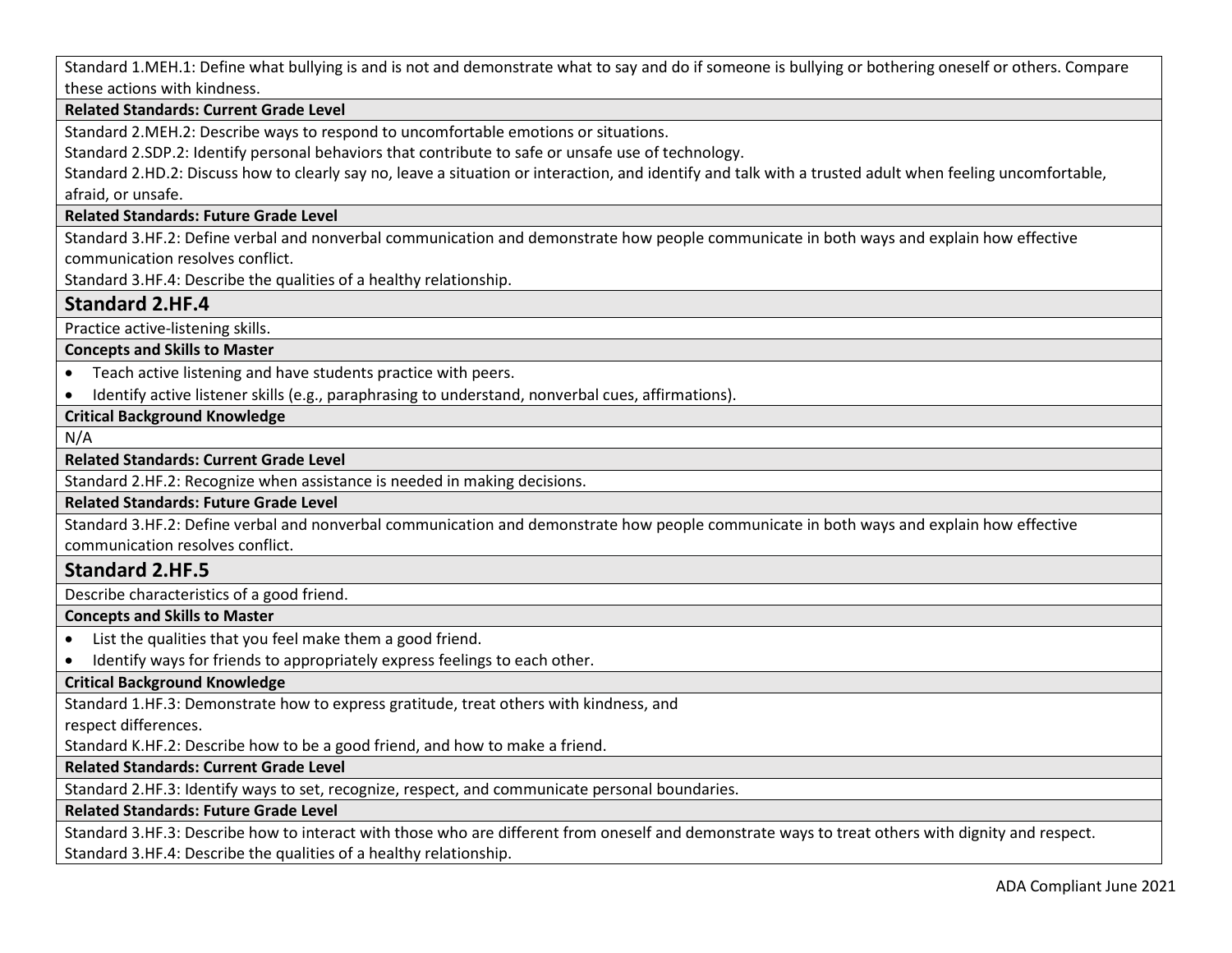Standard 1.MEH.1: Define what bullying is and is not and demonstrate what to say and do if someone is bullying or bothering oneself or others. Compare these actions with kindness.

**Related Standards: Current Grade Level**

Standard 2.MEH.2: Describe ways to respond to uncomfortable emotions or situations.
Standard 2.SDP.2: Identify personal behaviors that contribute to safe or unsafe use of technology.
Standard 2.HD.2: Discuss how to clearly say no, leave a situation or interaction, and identify and talk with a trusted adult when feeling uncomfortable, afraid, or unsafe.

**Related Standards: Future Grade Level**

Standard 3.HF.2: Define verbal and nonverbal communication and demonstrate how people communicate in both ways and explain how effective communication resolves conflict.
Standard 3.HF.4: Describe the qualities of a healthy relationship.

## Standard 2.HF.4

Practice active-listening skills.

**Concepts and Skills to Master**

- Teach active listening and have students practice with peers.
- Identify active listener skills (e.g., paraphrasing to understand, nonverbal cues, affirmations).

**Critical Background Knowledge**

N/A

**Related Standards: Current Grade Level**

Standard 2.HF.2: Recognize when assistance is needed in making decisions.

**Related Standards: Future Grade Level**

Standard 3.HF.2: Define verbal and nonverbal communication and demonstrate how people communicate in both ways and explain how effective communication resolves conflict.

## Standard 2.HF.5

Describe characteristics of a good friend.

**Concepts and Skills to Master**

- List the qualities that you feel make them a good friend.
- Identify ways for friends to appropriately express feelings to each other.

**Critical Background Knowledge**

Standard 1.HF.3: Demonstrate how to express gratitude, treat others with kindness, and respect differences.
Standard K.HF.2: Describe how to be a good friend, and how to make a friend.

**Related Standards: Current Grade Level**

Standard 2.HF.3: Identify ways to set, recognize, respect, and communicate personal boundaries.

**Related Standards: Future Grade Level**

Standard 3.HF.3: Describe how to interact with those who are different from oneself and demonstrate ways to treat others with dignity and respect.
Standard 3.HF.4: Describe the qualities of a healthy relationship.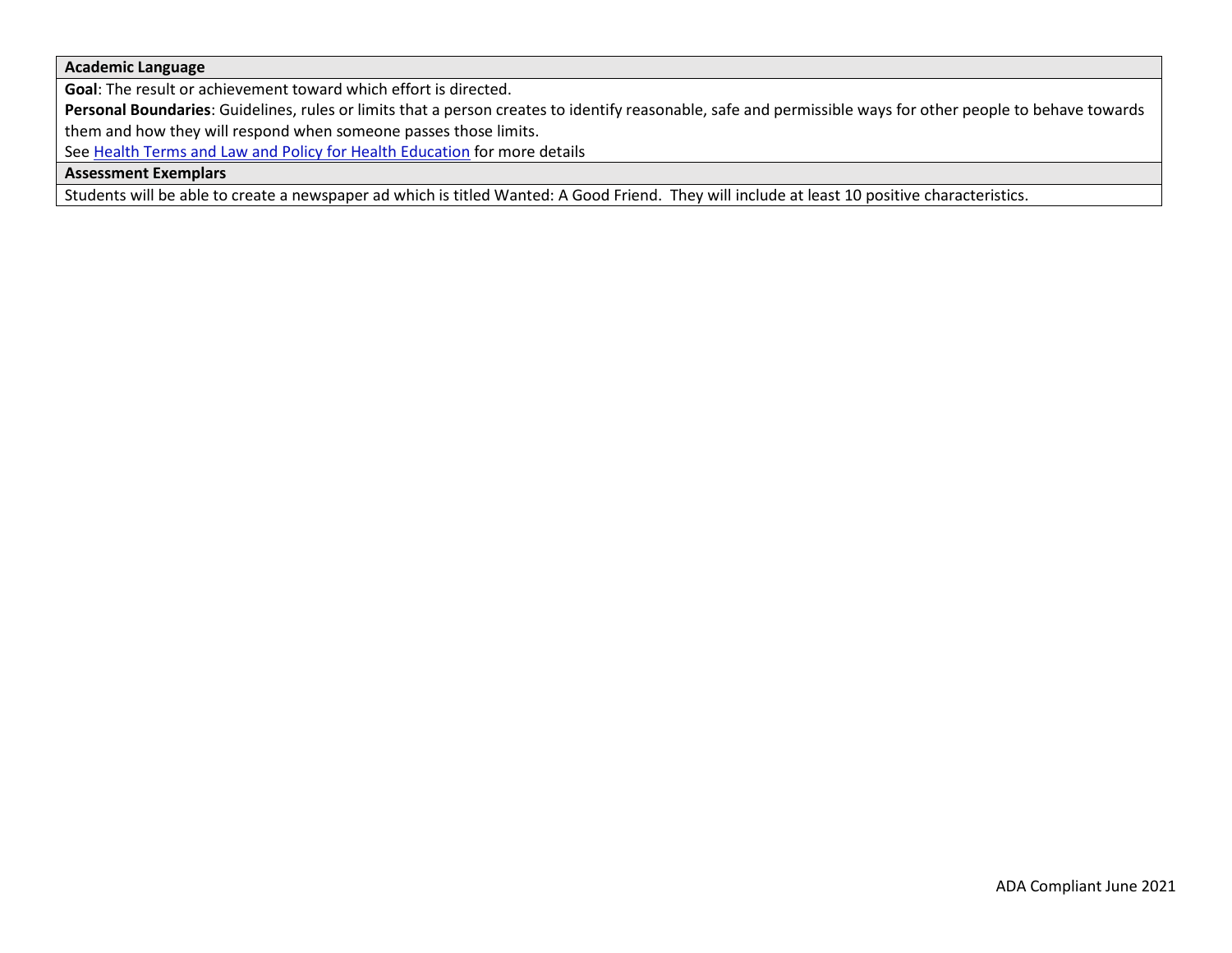| Academic Language |
| --- |
| **Goal**: The result or achievement toward which effort is directed.<br>**Personal Boundaries**: Guidelines, rules or limits that a person creates to identify reasonable, safe and permissible ways for other people to behave towards them and how they will respond when someone passes those limits.<br>See [Health Terms and Law and Policy for Health Education]() for more details |
| **Assessment Exemplars** |
| Students will be able to create a newspaper ad which is titled Wanted: A Good Friend. They will include at least 10 positive characteristics. |

ADA Compliant June 2021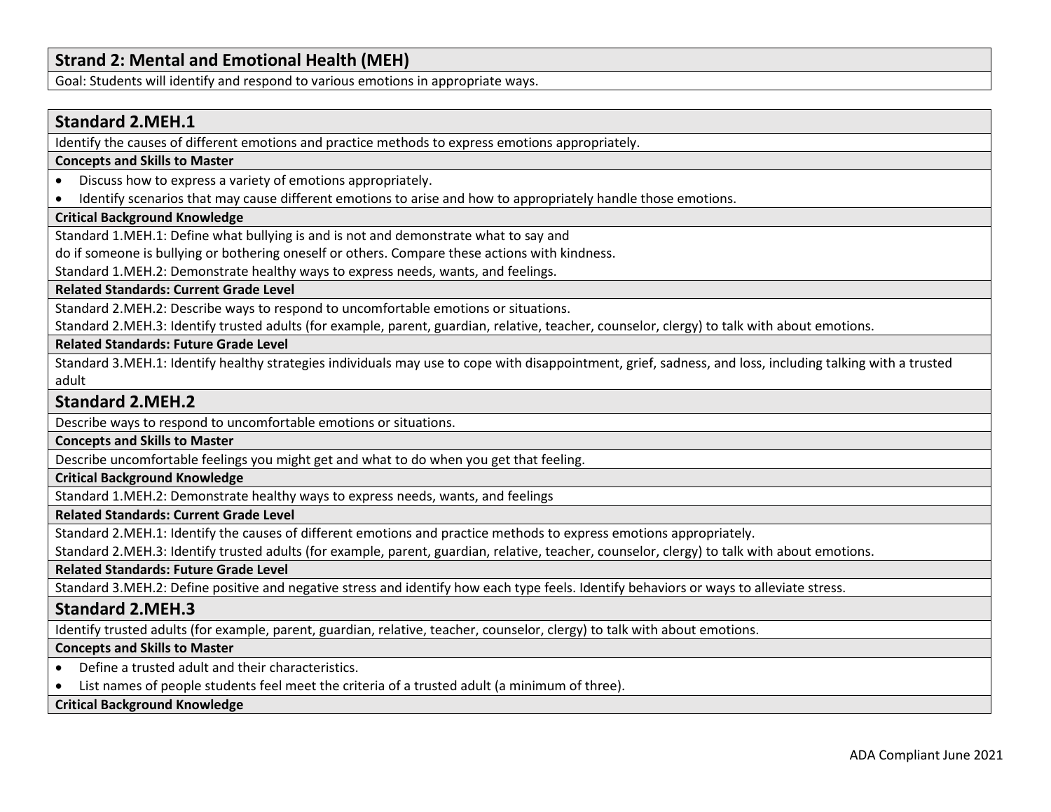## Strand 2: Mental and Emotional Health (MEH)

Goal: Students will identify and respond to various emotions in appropriate ways.

### Standard 2.MEH.1

Identify the causes of different emotions and practice methods to express emotions appropriately.

**Concepts and Skills to Master**

- Discuss how to express a variety of emotions appropriately.
- Identify scenarios that may cause different emotions to arise and how to appropriately handle those emotions.

**Critical Background Knowledge**

Standard 1.MEH.1: Define what bullying is and is not and demonstrate what to say and do if someone is bullying or bothering oneself or others. Compare these actions with kindness.

Standard 1.MEH.2: Demonstrate healthy ways to express needs, wants, and feelings.

**Related Standards: Current Grade Level**

Standard 2.MEH.2: Describe ways to respond to uncomfortable emotions or situations.

Standard 2.MEH.3: Identify trusted adults (for example, parent, guardian, relative, teacher, counselor, clergy) to talk with about emotions.

**Related Standards: Future Grade Level**

Standard 3.MEH.1: Identify healthy strategies individuals may use to cope with disappointment, grief, sadness, and loss, including talking with a trusted adult

### Standard 2.MEH.2

Describe ways to respond to uncomfortable emotions or situations.

**Concepts and Skills to Master**

Describe uncomfortable feelings you might get and what to do when you get that feeling.

**Critical Background Knowledge**

Standard 1.MEH.2: Demonstrate healthy ways to express needs, wants, and feelings

**Related Standards: Current Grade Level**

Standard 2.MEH.1: Identify the causes of different emotions and practice methods to express emotions appropriately.

Standard 2.MEH.3: Identify trusted adults (for example, parent, guardian, relative, teacher, counselor, clergy) to talk with about emotions.

**Related Standards: Future Grade Level**

Standard 3.MEH.2: Define positive and negative stress and identify how each type feels. Identify behaviors or ways to alleviate stress.

### Standard 2.MEH.3

Identify trusted adults (for example, parent, guardian, relative, teacher, counselor, clergy) to talk with about emotions.

**Concepts and Skills to Master**

- Define a trusted adult and their characteristics.
- List names of people students feel meet the criteria of a trusted adult (a minimum of three).

**Critical Background Knowledge**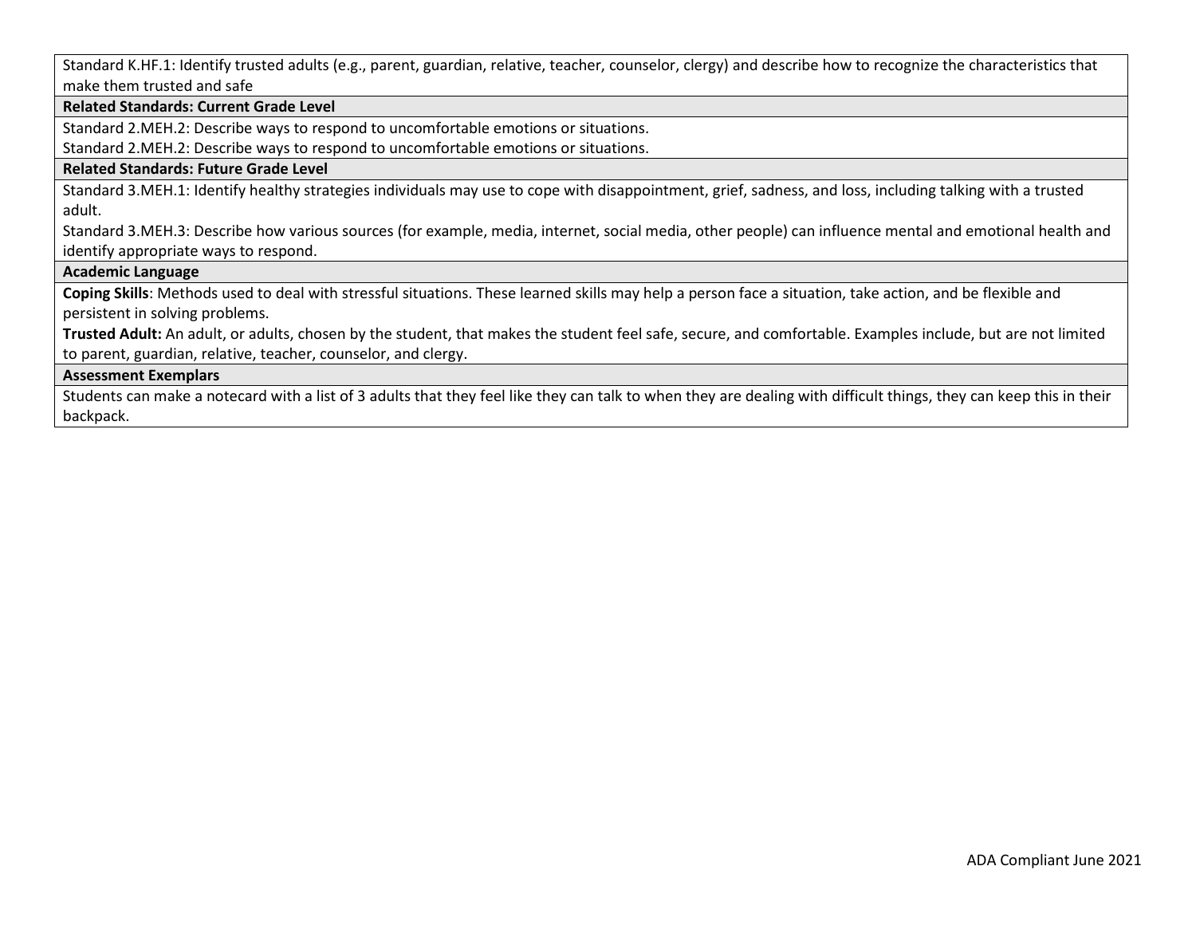| Standard K.HF.1: Identify trusted adults (e.g., parent, guardian, relative, teacher, counselor, clergy) and describe how to recognize the characteristics that make them trusted and safe |
|---|
| **Related Standards: Current Grade Level** |
| Standard 2.MEH.2: Describe ways to respond to uncomfortable emotions or situations.<br>Standard 2.MEH.2: Describe ways to respond to uncomfortable emotions or situations. |
| **Related Standards: Future Grade Level** |
| Standard 3.MEH.1: Identify healthy strategies individuals may use to cope with disappointment, grief, sadness, and loss, including talking with a trusted adult.<br>Standard 3.MEH.3: Describe how various sources (for example, media, internet, social media, other people) can influence mental and emotional health and identify appropriate ways to respond. |
| **Academic Language** |
| **Coping Skills**: Methods used to deal with stressful situations. These learned skills may help a person face a situation, take action, and be flexible and persistent in solving problems.<br>**Trusted Adult:** An adult, or adults, chosen by the student, that makes the student feel safe, secure, and comfortable. Examples include, but are not limited to parent, guardian, relative, teacher, counselor, and clergy. |
| **Assessment Exemplars** |
| Students can make a notecard with a list of 3 adults that they feel like they can talk to when they are dealing with difficult things, they can keep this in their backpack. |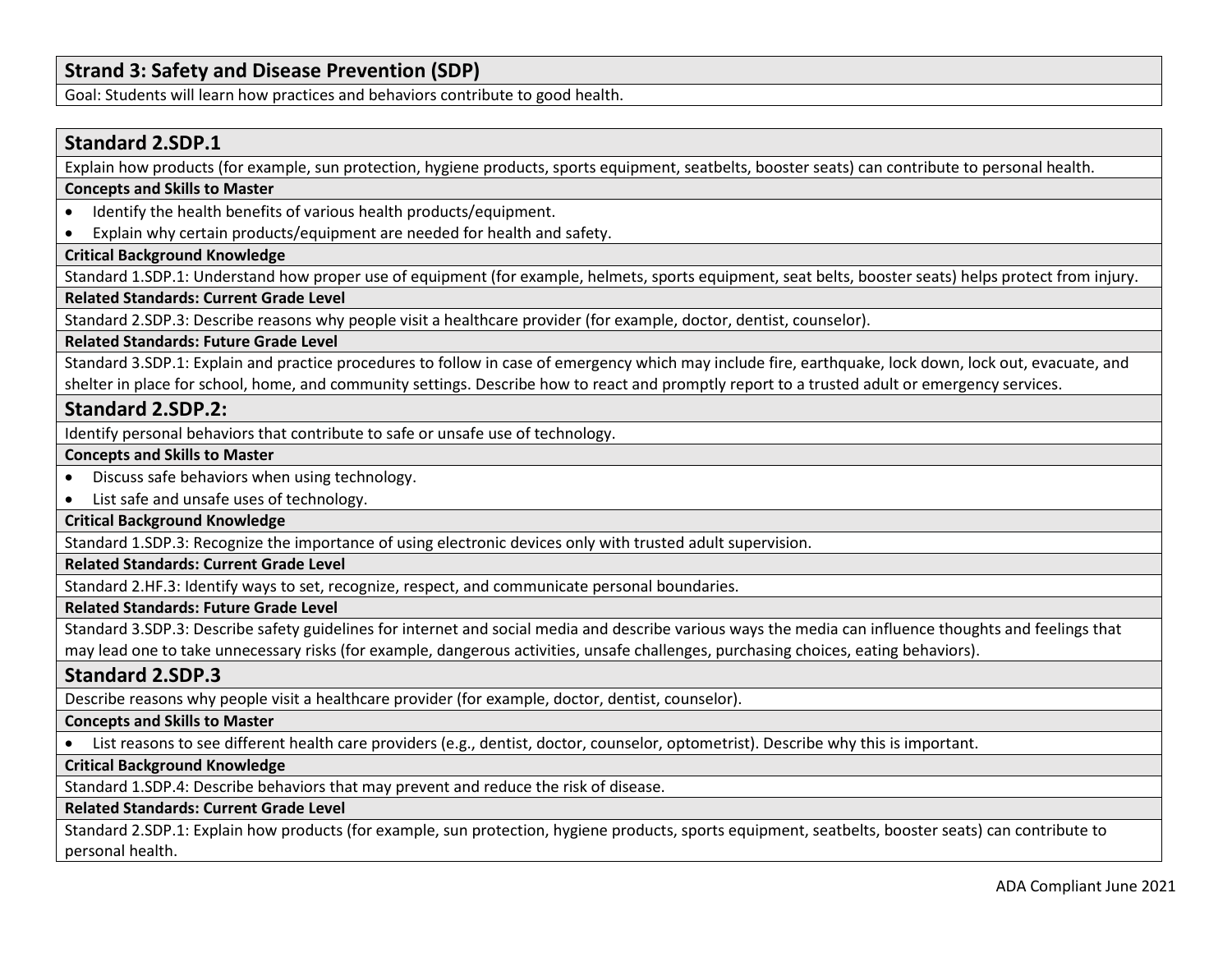## Strand 3: Safety and Disease Prevention (SDP)

Goal: Students will learn how practices and behaviors contribute to good health.

### Standard 2.SDP.1

Explain how products (for example, sun protection, hygiene products, sports equipment, seatbelts, booster seats) can contribute to personal health.

**Concepts and Skills to Master**

- Identify the health benefits of various health products/equipment.
- Explain why certain products/equipment are needed for health and safety.

**Critical Background Knowledge**

Standard 1.SDP.1: Understand how proper use of equipment (for example, helmets, sports equipment, seat belts, booster seats) helps protect from injury.

**Related Standards: Current Grade Level**

Standard 2.SDP.3: Describe reasons why people visit a healthcare provider (for example, doctor, dentist, counselor).

**Related Standards: Future Grade Level**

Standard 3.SDP.1: Explain and practice procedures to follow in case of emergency which may include fire, earthquake, lock down, lock out, evacuate, and shelter in place for school, home, and community settings. Describe how to react and promptly report to a trusted adult or emergency services.

### Standard 2.SDP.2:

Identify personal behaviors that contribute to safe or unsafe use of technology.

**Concepts and Skills to Master**

- Discuss safe behaviors when using technology.
- List safe and unsafe uses of technology.

**Critical Background Knowledge**

Standard 1.SDP.3: Recognize the importance of using electronic devices only with trusted adult supervision.

**Related Standards: Current Grade Level**

Standard 2.HF.3: Identify ways to set, recognize, respect, and communicate personal boundaries.

**Related Standards: Future Grade Level**

Standard 3.SDP.3: Describe safety guidelines for internet and social media and describe various ways the media can influence thoughts and feelings that may lead one to take unnecessary risks (for example, dangerous activities, unsafe challenges, purchasing choices, eating behaviors).

### Standard 2.SDP.3

Describe reasons why people visit a healthcare provider (for example, doctor, dentist, counselor).

**Concepts and Skills to Master**

- List reasons to see different health care providers (e.g., dentist, doctor, counselor, optometrist). Describe why this is important.

**Critical Background Knowledge**

Standard 1.SDP.4: Describe behaviors that may prevent and reduce the risk of disease.

**Related Standards: Current Grade Level**

Standard 2.SDP.1: Explain how products (for example, sun protection, hygiene products, sports equipment, seatbelts, booster seats) can contribute to personal health.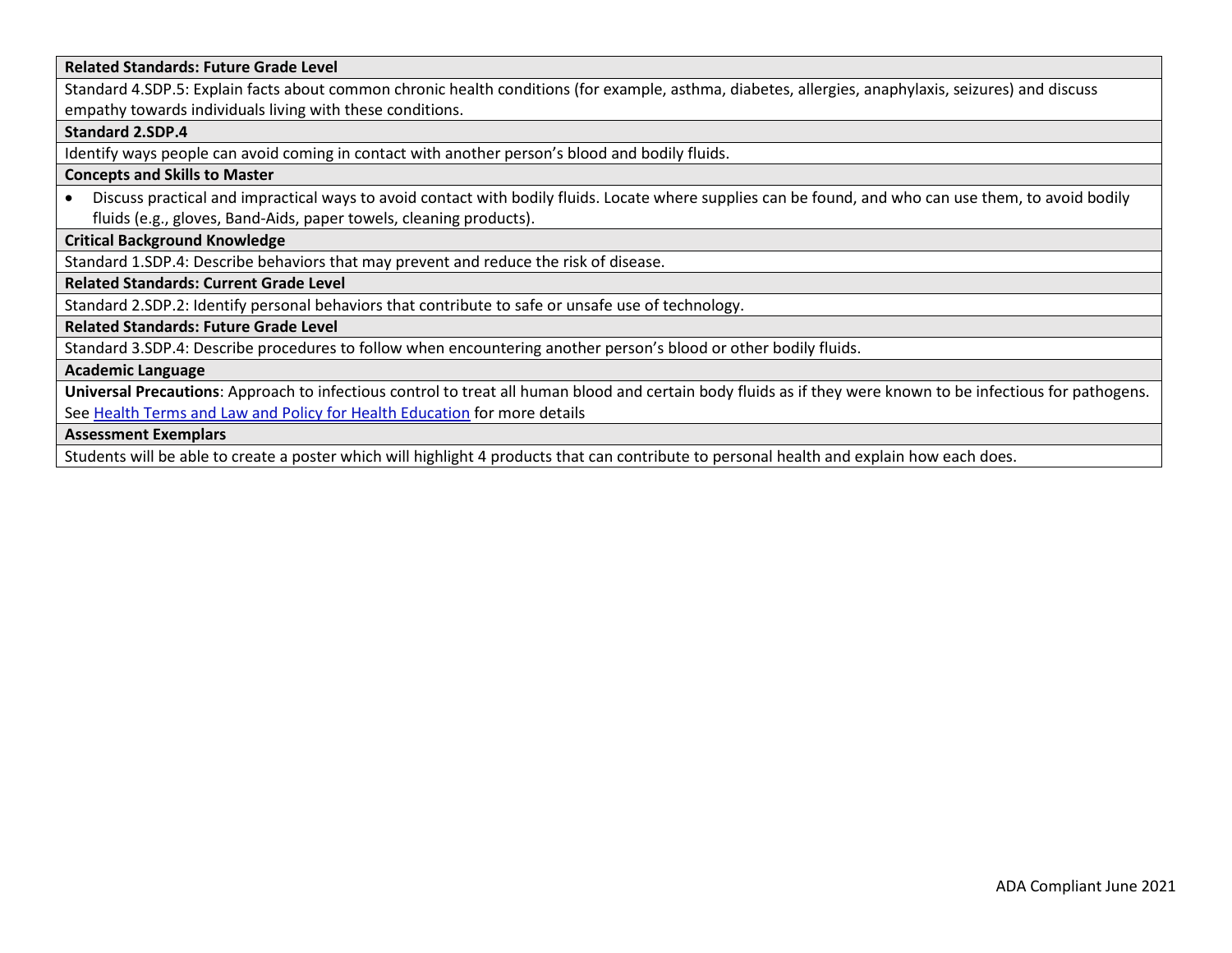| Related Standards: Future Grade Level |
|---|
| Standard 4.SDP.5: Explain facts about common chronic health conditions (for example, asthma, diabetes, allergies, anaphylaxis, seizures) and discuss empathy towards individuals living with these conditions. |

| Standard 2.SDP.4 |
|---|
| Identify ways people can avoid coming in contact with another person's blood and bodily fluids. |
| **Concepts and Skills to Master** |
| • Discuss practical and impractical ways to avoid contact with bodily fluids. Locate where supplies can be found, and who can use them, to avoid bodily fluids (e.g., gloves, Band-Aids, paper towels, cleaning products). |
| **Critical Background Knowledge** |
| Standard 1.SDP.4: Describe behaviors that may prevent and reduce the risk of disease. |
| **Related Standards: Current Grade Level** |
| Standard 2.SDP.2: Identify personal behaviors that contribute to safe or unsafe use of technology. |
| **Related Standards: Future Grade Level** |
| Standard 3.SDP.4: Describe procedures to follow when encountering another person's blood or other bodily fluids. |
| **Academic Language** |
| **Universal Precautions**: Approach to infectious control to treat all human blood and certain body fluids as if they were known to be infectious for pathogens. See Health Terms and Law and Policy for Health Education for more details |
| **Assessment Exemplars** |
| Students will be able to create a poster which will highlight 4 products that can contribute to personal health and explain how each does. |

ADA Compliant June 2021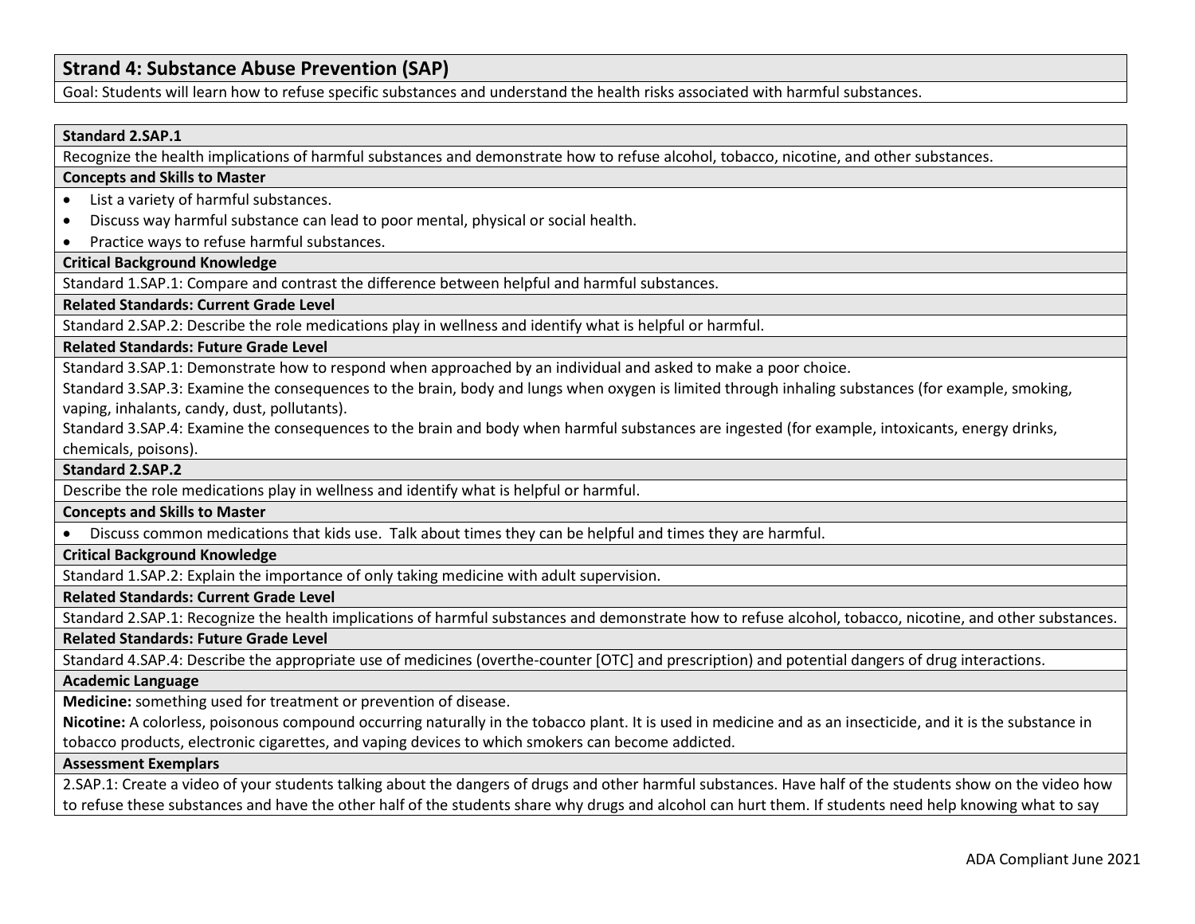## Strand 4: Substance Abuse Prevention (SAP)

Goal: Students will learn how to refuse specific substances and understand the health risks associated with harmful substances.

### Standard 2.SAP.1

Recognize the health implications of harmful substances and demonstrate how to refuse alcohol, tobacco, nicotine, and other substances.

**Concepts and Skills to Master**

- List a variety of harmful substances.
- Discuss way harmful substance can lead to poor mental, physical or social health.
- Practice ways to refuse harmful substances.

**Critical Background Knowledge**

Standard 1.SAP.1: Compare and contrast the difference between helpful and harmful substances.

**Related Standards: Current Grade Level**

Standard 2.SAP.2: Describe the role medications play in wellness and identify what is helpful or harmful.

**Related Standards: Future Grade Level**

Standard 3.SAP.1: Demonstrate how to respond when approached by an individual and asked to make a poor choice.

Standard 3.SAP.3: Examine the consequences to the brain, body and lungs when oxygen is limited through inhaling substances (for example, smoking, vaping, inhalants, candy, dust, pollutants).

Standard 3.SAP.4: Examine the consequences to the brain and body when harmful substances are ingested (for example, intoxicants, energy drinks, chemicals, poisons).

### Standard 2.SAP.2

Describe the role medications play in wellness and identify what is helpful or harmful.

**Concepts and Skills to Master**

- Discuss common medications that kids use. Talk about times they can be helpful and times they are harmful.

**Critical Background Knowledge**

Standard 1.SAP.2: Explain the importance of only taking medicine with adult supervision.

**Related Standards: Current Grade Level**

Standard 2.SAP.1: Recognize the health implications of harmful substances and demonstrate how to refuse alcohol, tobacco, nicotine, and other substances.

**Related Standards: Future Grade Level**

Standard 4.SAP.4: Describe the appropriate use of medicines (overthe-counter [OTC] and prescription) and potential dangers of drug interactions.

**Academic Language**

**Medicine:** something used for treatment or prevention of disease.

**Nicotine:** A colorless, poisonous compound occurring naturally in the tobacco plant. It is used in medicine and as an insecticide, and it is the substance in tobacco products, electronic cigarettes, and vaping devices to which smokers can become addicted.

**Assessment Exemplars**

2.SAP.1: Create a video of your students talking about the dangers of drugs and other harmful substances. Have half of the students show on the video how to refuse these substances and have the other half of the students share why drugs and alcohol can hurt them. If students need help knowing what to say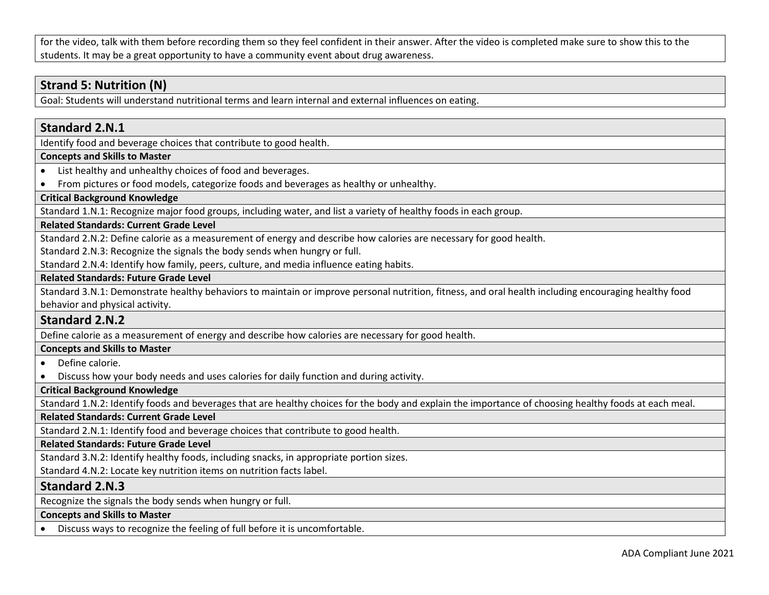for the video, talk with them before recording them so they feel confident in their answer. After the video is completed make sure to show this to the students. It may be a great opportunity to have a community event about drug awareness.

## Strand 5: Nutrition (N)

Goal: Students will understand nutritional terms and learn internal and external influences on eating.

## Standard 2.N.1

Identify food and beverage choices that contribute to good health.

**Concepts and Skills to Master**

- List healthy and unhealthy choices of food and beverages.
- From pictures or food models, categorize foods and beverages as healthy or unhealthy.

**Critical Background Knowledge**

Standard 1.N.1: Recognize major food groups, including water, and list a variety of healthy foods in each group.

**Related Standards: Current Grade Level**

Standard 2.N.2: Define calorie as a measurement of energy and describe how calories are necessary for good health.

Standard 2.N.3: Recognize the signals the body sends when hungry or full.

Standard 2.N.4: Identify how family, peers, culture, and media influence eating habits.

**Related Standards: Future Grade Level**

Standard 3.N.1: Demonstrate healthy behaviors to maintain or improve personal nutrition, fitness, and oral health including encouraging healthy food behavior and physical activity.

## Standard 2.N.2

Define calorie as a measurement of energy and describe how calories are necessary for good health.

**Concepts and Skills to Master**

- Define calorie.
- Discuss how your body needs and uses calories for daily function and during activity.

**Critical Background Knowledge**

Standard 1.N.2: Identify foods and beverages that are healthy choices for the body and explain the importance of choosing healthy foods at each meal.

**Related Standards: Current Grade Level**

Standard 2.N.1: Identify food and beverage choices that contribute to good health.

**Related Standards: Future Grade Level**

Standard 3.N.2: Identify healthy foods, including snacks, in appropriate portion sizes.

Standard 4.N.2: Locate key nutrition items on nutrition facts label.

## Standard 2.N.3

Recognize the signals the body sends when hungry or full.

**Concepts and Skills to Master**

- Discuss ways to recognize the feeling of full before it is uncomfortable.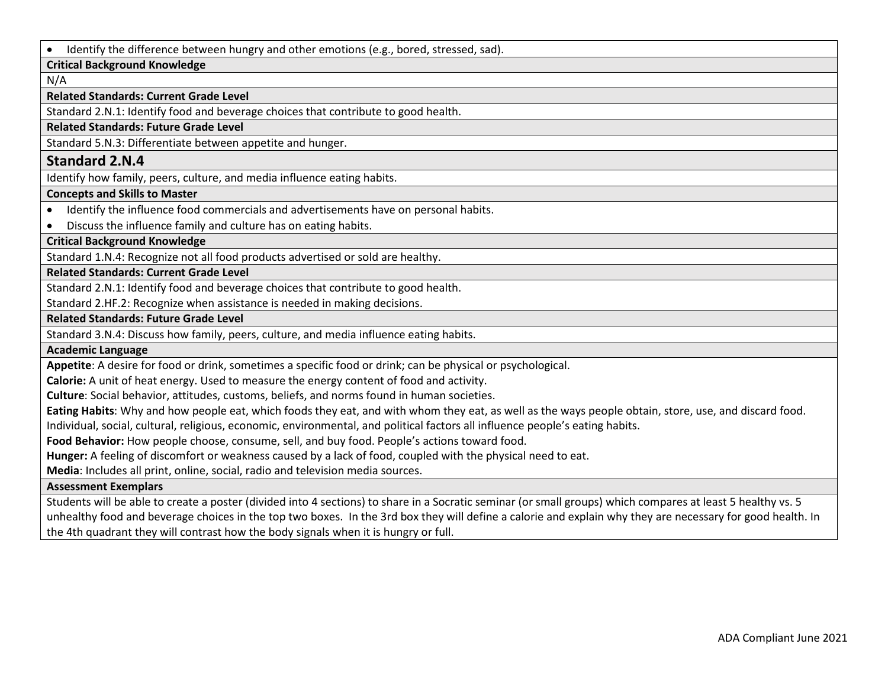- Identify the difference between hungry and other emotions (e.g., bored, stressed, sad).

**Critical Background Knowledge**

N/A

**Related Standards: Current Grade Level**

Standard 2.N.1: Identify food and beverage choices that contribute to good health.

**Related Standards: Future Grade Level**

Standard 5.N.3: Differentiate between appetite and hunger.

## Standard 2.N.4

Identify how family, peers, culture, and media influence eating habits.

**Concepts and Skills to Master**

- Identify the influence food commercials and advertisements have on personal habits.
- Discuss the influence family and culture has on eating habits.

**Critical Background Knowledge**

Standard 1.N.4: Recognize not all food products advertised or sold are healthy.

**Related Standards: Current Grade Level**

Standard 2.N.1: Identify food and beverage choices that contribute to good health.

Standard 2.HF.2: Recognize when assistance is needed in making decisions.

**Related Standards: Future Grade Level**

Standard 3.N.4: Discuss how family, peers, culture, and media influence eating habits.

**Academic Language**

**Appetite**: A desire for food or drink, sometimes a specific food or drink; can be physical or psychological.

**Calorie:** A unit of heat energy. Used to measure the energy content of food and activity.

**Culture**: Social behavior, attitudes, customs, beliefs, and norms found in human societies.

**Eating Habits**: Why and how people eat, which foods they eat, and with whom they eat, as well as the ways people obtain, store, use, and discard food. Individual, social, cultural, religious, economic, environmental, and political factors all influence people's eating habits.

**Food Behavior:** How people choose, consume, sell, and buy food. People's actions toward food.

**Hunger:** A feeling of discomfort or weakness caused by a lack of food, coupled with the physical need to eat.

**Media**: Includes all print, online, social, radio and television media sources.

**Assessment Exemplars**

Students will be able to create a poster (divided into 4 sections) to share in a Socratic seminar (or small groups) which compares at least 5 healthy vs. 5 unhealthy food and beverage choices in the top two boxes. In the 3rd box they will define a calorie and explain why they are necessary for good health. In the 4th quadrant they will contrast how the body signals when it is hungry or full.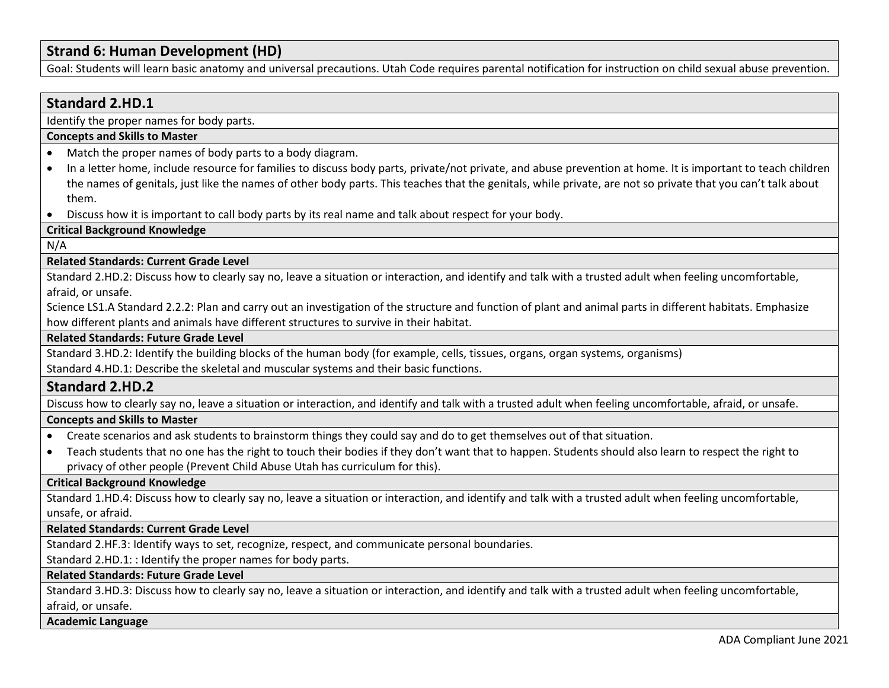## Strand 6: Human Development (HD)

Goal: Students will learn basic anatomy and universal precautions. Utah Code requires parental notification for instruction on child sexual abuse prevention.

### Standard 2.HD.1

Identify the proper names for body parts.

**Concepts and Skills to Master**

- Match the proper names of body parts to a body diagram.
- In a letter home, include resource for families to discuss body parts, private/not private, and abuse prevention at home. It is important to teach children the names of genitals, just like the names of other body parts. This teaches that the genitals, while private, are not so private that you can't talk about them.
- Discuss how it is important to call body parts by its real name and talk about respect for your body.

**Critical Background Knowledge**

N/A

**Related Standards: Current Grade Level**

Standard 2.HD.2: Discuss how to clearly say no, leave a situation or interaction, and identify and talk with a trusted adult when feeling uncomfortable, afraid, or unsafe.

Science LS1.A Standard 2.2.2: Plan and carry out an investigation of the structure and function of plant and animal parts in different habitats. Emphasize how different plants and animals have different structures to survive in their habitat.

**Related Standards: Future Grade Level**

Standard 3.HD.2: Identify the building blocks of the human body (for example, cells, tissues, organs, organ systems, organisms)

Standard 4.HD.1: Describe the skeletal and muscular systems and their basic functions.

### Standard 2.HD.2

Discuss how to clearly say no, leave a situation or interaction, and identify and talk with a trusted adult when feeling uncomfortable, afraid, or unsafe.

**Concepts and Skills to Master**

- Create scenarios and ask students to brainstorm things they could say and do to get themselves out of that situation.
- Teach students that no one has the right to touch their bodies if they don't want that to happen. Students should also learn to respect the right to privacy of other people (Prevent Child Abuse Utah has curriculum for this).

**Critical Background Knowledge**

Standard 1.HD.4: Discuss how to clearly say no, leave a situation or interaction, and identify and talk with a trusted adult when feeling uncomfortable, unsafe, or afraid.

**Related Standards: Current Grade Level**

Standard 2.HF.3: Identify ways to set, recognize, respect, and communicate personal boundaries.

Standard 2.HD.1: : Identify the proper names for body parts.

**Related Standards: Future Grade Level**

Standard 3.HD.3: Discuss how to clearly say no, leave a situation or interaction, and identify and talk with a trusted adult when feeling uncomfortable, afraid, or unsafe.

**Academic Language**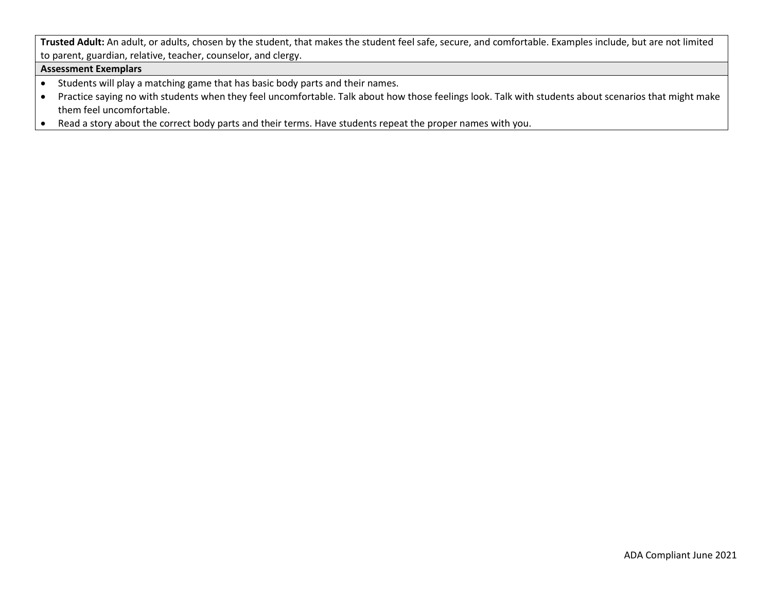**Trusted Adult:** An adult, or adults, chosen by the student, that makes the student feel safe, secure, and comfortable. Examples include, but are not limited to parent, guardian, relative, teacher, counselor, and clergy.

**Assessment Exemplars**

- Students will play a matching game that has basic body parts and their names.
- Practice saying no with students when they feel uncomfortable. Talk about how those feelings look. Talk with students about scenarios that might make them feel uncomfortable.
- Read a story about the correct body parts and their terms. Have students repeat the proper names with you.

ADA Compliant June 2021